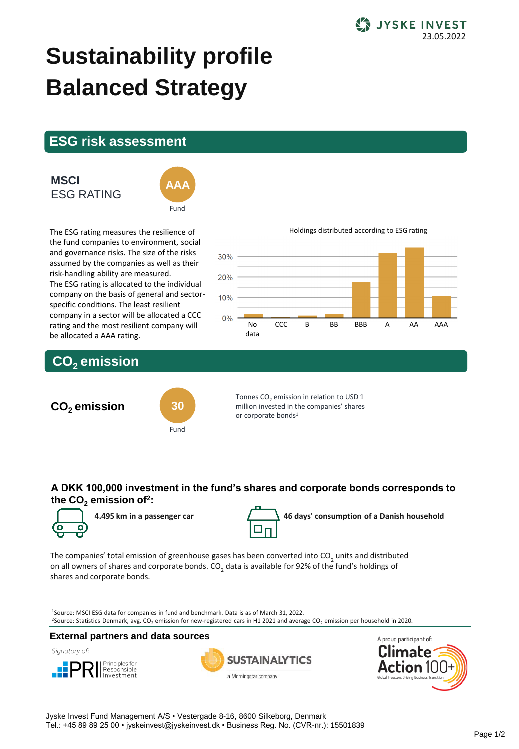JYSKE INVEST
23.05.2022

# Sustainability profile
# Balanced Strategy

## ESG risk assessment

**MSCI**
ESG RATING

**AAA**
Fund

The ESG rating measures the resilience of the fund companies to environment, social and governance risks. The size of the risks assumed by the companies as well as their risk-handling ability are measured.
The ESG rating is allocated to the individual company on the basis of general and sector-specific conditions. The least resilient company in a sector will be allocated a CCC rating and the most resilient company will be allocated a AAA rating.

Holdings distributed according to ESG rating

## $CO_2$ emission

**$CO_2$ emission**

**30**
Fund

Tonnes $CO_2$ emission in relation to USD 1 million invested in the companies' shares or corporate bonds[1]

### A DKK 100,000 investment in the fund's shares and corporate bonds corresponds to the $CO_2$ emission of[2]:

**4.495 km in a passenger car**

**46 days' consumption of a Danish household**

The companies' total emission of greenhouse gases has been converted into $CO_2$ units and distributed on all owners of shares and corporate bonds. $CO_2$ data is available for 92% of the fund's holdings of shares and corporate bonds.

[1]Source: MSCI ESG data for companies in fund and benchmark. Data is as of March 31, 2022.
[2]Source: Statistics Denmark, avg. $CO_2$ emission for new-registered cars in H1 2021 and average $CO_2$ emission per household in 2020.

### External partners and data sources

Signatory of: PRI Principles for Responsible Investment

SUSTAINALYTICS a Morningstar company

A proud participant of: Climate Action 100+ Global Investors Driving Business Transition

Jyske Invest Fund Management A/S • Vestergade 8-16, 8600 Silkeborg, Denmark
Tel.: +45 89 89 25 00 • jyskeinvest@jyskeinvest.dk • Business Reg. No. (CVR-nr.): 15501839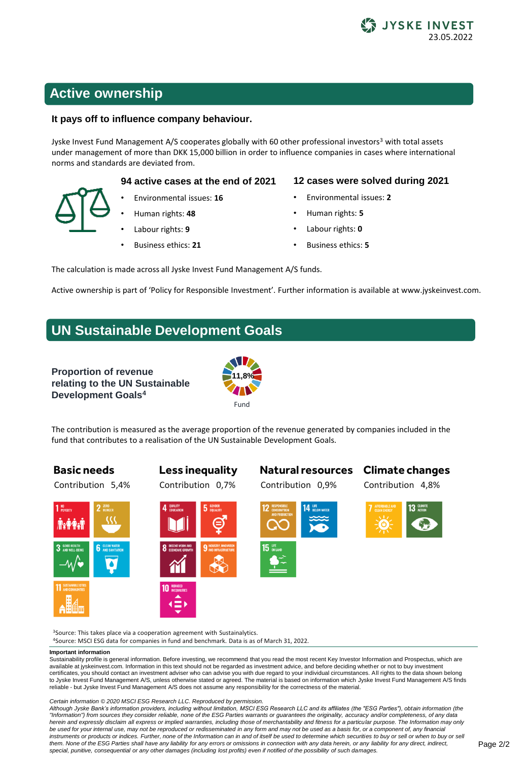## Active ownership

**It pays off to influence company behaviour.**

Jyske Invest Fund Management A/S cooperates globally with 60 other professional investors[3] with total assets under management of more than DKK 15,000 billion in order to influence companies in cases where international norms and standards are deviated from.

### 94 active cases at the end of 2021

- Environmental issues: **16**
- Human rights: **48**
- Labour rights: **9**
- Business ethics: **21**

### 12 cases were solved during 2021

- Environmental issues: **2**
- Human rights: **5**
- Labour rights: **0**
- Business ethics: **5**

The calculation is made across all Jyske Invest Fund Management A/S funds.

Active ownership is part of 'Policy for Responsible Investment'. Further information is available at www.jyskeinvest.com.

## UN Sustainable Development Goals

**Proportion of revenue relating to the UN Sustainable Development Goals[4]**

11,8%

Fund

The contribution is measured as the average proportion of the revenue generated by companies included in the fund that contributes to a realisation of the UN Sustainable Development Goals.

**Basic needs**
Contribution 5,4%

1 NO POVERTY
2 ZERO HUNGER
3 GOOD HEALTH AND WELL-BEING
6 CLEAN WATER AND SANITATION
11 SUSTAINABLE CITIES AND COMMUNITIES

**Less inequality**
Contribution 0,7%

4 QUALITY EDUCATION
5 GENDER EQUALITY
8 DECENT WORK AND ECONOMIC GROWTH
9 INDUSTRY, INNOVATION AND INFRASTRUCTURE
10 REDUCED INEQUALITIES

**Natural resources**
Contribution 0,9%

12 RESPONSIBLE CONSUMPTION AND PRODUCTION
14 LIFE BELOW WATER
15 LIFE ON LAND

**Climate changes**
Contribution 4,8%

7 AFFORDABLE AND CLEAN ENERGY
13 CLIMATE ACTION

[3]Source: This takes place via a cooperation agreement with Sustainalytics.
[4]Source: MSCI ESG data for companies in fund and benchmark. Data is as of March 31, 2022.

**Important information**
Sustainability profile is general information. Before investing, we recommend that you read the most recent Key Investor Information and Prospectus, which are available at jyskeinvest.com. Information in this text should not be regarded as investment advice, and before deciding whether or not to buy investment certificates, you should contact an investment adviser who can advise you with due regard to your individual circumstances. All rights to the data shown belong to Jyske Invest Fund Management A/S, unless otherwise stated or agreed. The material is based on information which Jyske Invest Fund Management A/S finds reliable - but Jyske Invest Fund Management A/S does not assume any responsibility for the correctness of the material.

*Certain information © 2020 MSCI ESG Research LLC. Reproduced by permission.*
*Although Jyske Bank's information providers, including without limitation, MSCI ESG Research LLC and its affiliates (the "ESG Parties"), obtain information (the "Information") from sources they consider reliable, none of the ESG Parties warrants or guarantees the originality, accuracy and/or completeness, of any data herein and expressly disclaim all express or implied warranties, including those of merchantability and fitness for a particular purpose. The Information may only be used for your internal use, may not be reproduced or redisseminated in any form and may not be used as a basis for, or a component of, any financial instruments or products or indices. Further, none of the Information can in and of itself be used to determine which securities to buy or sell or when to buy or sell them. None of the ESG Parties shall have any liability for any errors or omissions in connection with any data herein, or any liability for any direct, indirect, special, punitive, consequential or any other damages (including lost profits) even if notified of the possibility of such damages.*